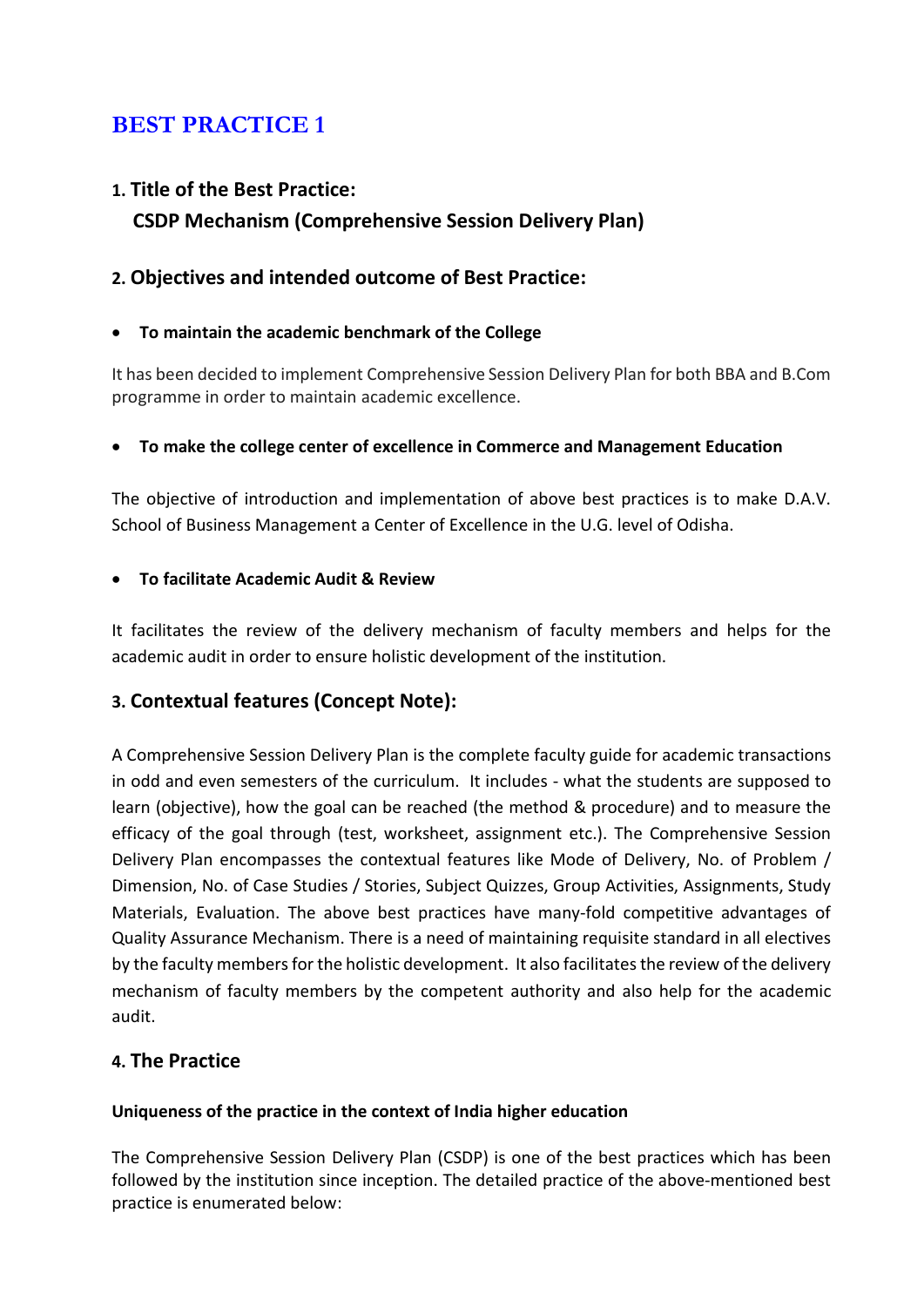# BEST PRACTICE 1

## 1. Title of the Best Practice:

## CSDP Mechanism (Comprehensive Session Delivery Plan)

## 2. Objectives and intended outcome of Best Practice:

- **To maintain the academic benchmark of the College**

It has been decided to implement Comprehensive Session Delivery Plan for both BBA and B.Com programme in order to maintain academic excellence.

- **To make the college center of excellence in Commerce and Management Education**

The objective of introduction and implementation of above best practices is to make D.A.V. School of Business Management a Center of Excellence in the U.G. level of Odisha.

- **To facilitate Academic Audit & Review**

It facilitates the review of the delivery mechanism of faculty members and helps for the academic audit in order to ensure holistic development of the institution.

## 3. Contextual features (Concept Note):

A Comprehensive Session Delivery Plan is the complete faculty guide for academic transactions in odd and even semesters of the curriculum. It includes - what the students are supposed to learn (objective), how the goal can be reached (the method & procedure) and to measure the efficacy of the goal through (test, worksheet, assignment etc.). The Comprehensive Session Delivery Plan encompasses the contextual features like Mode of Delivery, No. of Problem / Dimension, No. of Case Studies / Stories, Subject Quizzes, Group Activities, Assignments, Study Materials, Evaluation. The above best practices have many-fold competitive advantages of Quality Assurance Mechanism. There is a need of maintaining requisite standard in all electives by the faculty members for the holistic development. It also facilitates the review of the delivery mechanism of faculty members by the competent authority and also help for the academic audit.

## 4. The Practice

**Uniqueness of the practice in the context of India higher education**

The Comprehensive Session Delivery Plan (CSDP) is one of the best practices which has been followed by the institution since inception. The detailed practice of the above-mentioned best practice is enumerated below: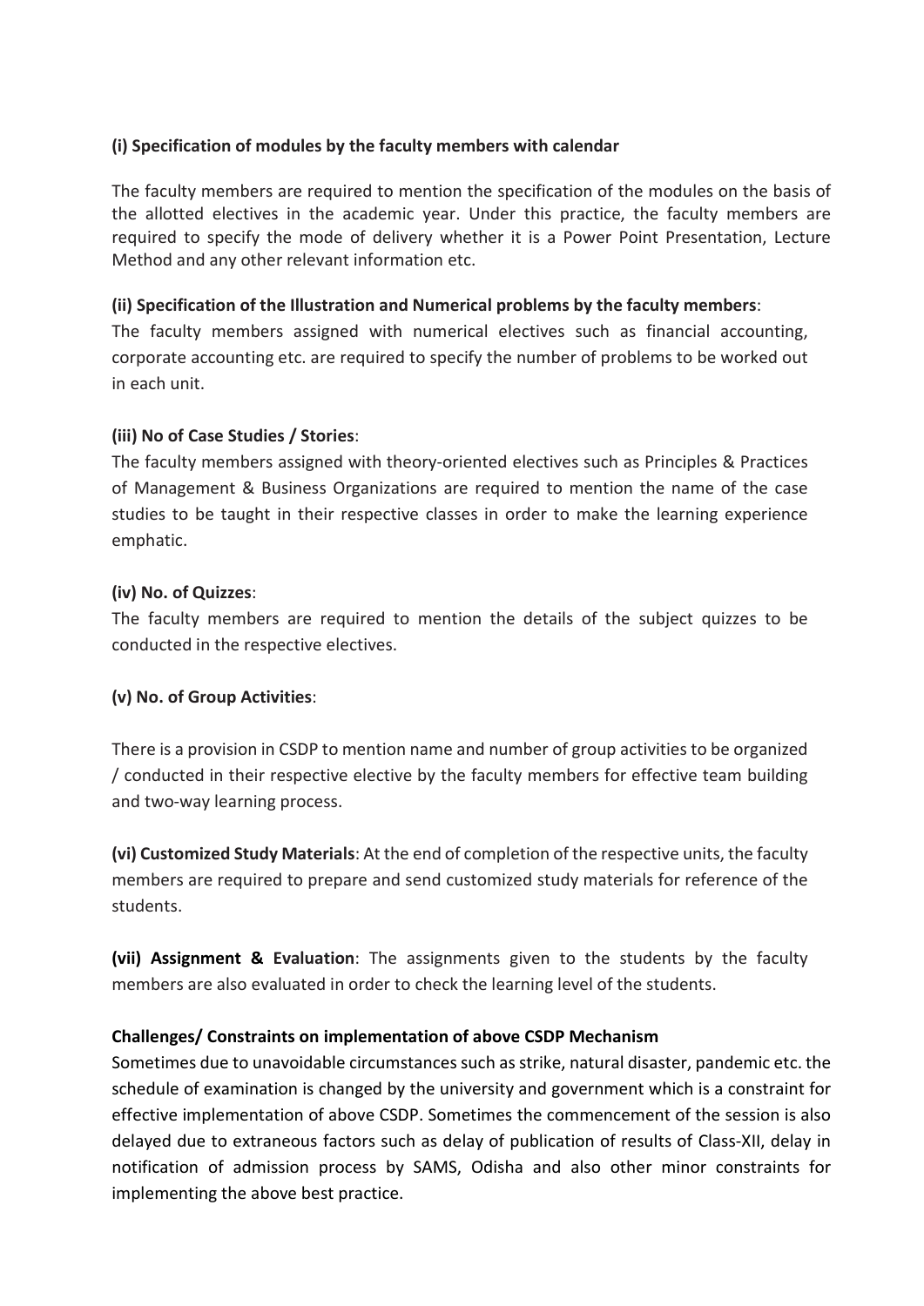**(i) Specification of modules by the faculty members with calendar**

The faculty members are required to mention the specification of the modules on the basis of the allotted electives in the academic year. Under this practice, the faculty members are required to specify the mode of delivery whether it is a Power Point Presentation, Lecture Method and any other relevant information etc.

**(ii) Specification of the Illustration and Numerical problems by the faculty members**:

The faculty members assigned with numerical electives such as financial accounting, corporate accounting etc. are required to specify the number of problems to be worked out in each unit.

**(iii) No of Case Studies / Stories**:

The faculty members assigned with theory-oriented electives such as Principles & Practices of Management & Business Organizations are required to mention the name of the case studies to be taught in their respective classes in order to make the learning experience emphatic.

**(iv) No. of Quizzes**:

The faculty members are required to mention the details of the subject quizzes to be conducted in the respective electives.

**(v) No. of Group Activities**:

There is a provision in CSDP to mention name and number of group activities to be organized / conducted in their respective elective by the faculty members for effective team building and two-way learning process.

**(vi) Customized Study Materials**: At the end of completion of the respective units, the faculty members are required to prepare and send customized study materials for reference of the students.

**(vii) Assignment & Evaluation**: The assignments given to the students by the faculty members are also evaluated in order to check the learning level of the students.

**Challenges/ Constraints on implementation of above CSDP Mechanism**

Sometimes due to unavoidable circumstances such as strike, natural disaster, pandemic etc. the schedule of examination is changed by the university and government which is a constraint for effective implementation of above CSDP. Sometimes the commencement of the session is also delayed due to extraneous factors such as delay of publication of results of Class-XII, delay in notification of admission process by SAMS, Odisha and also other minor constraints for implementing the above best practice.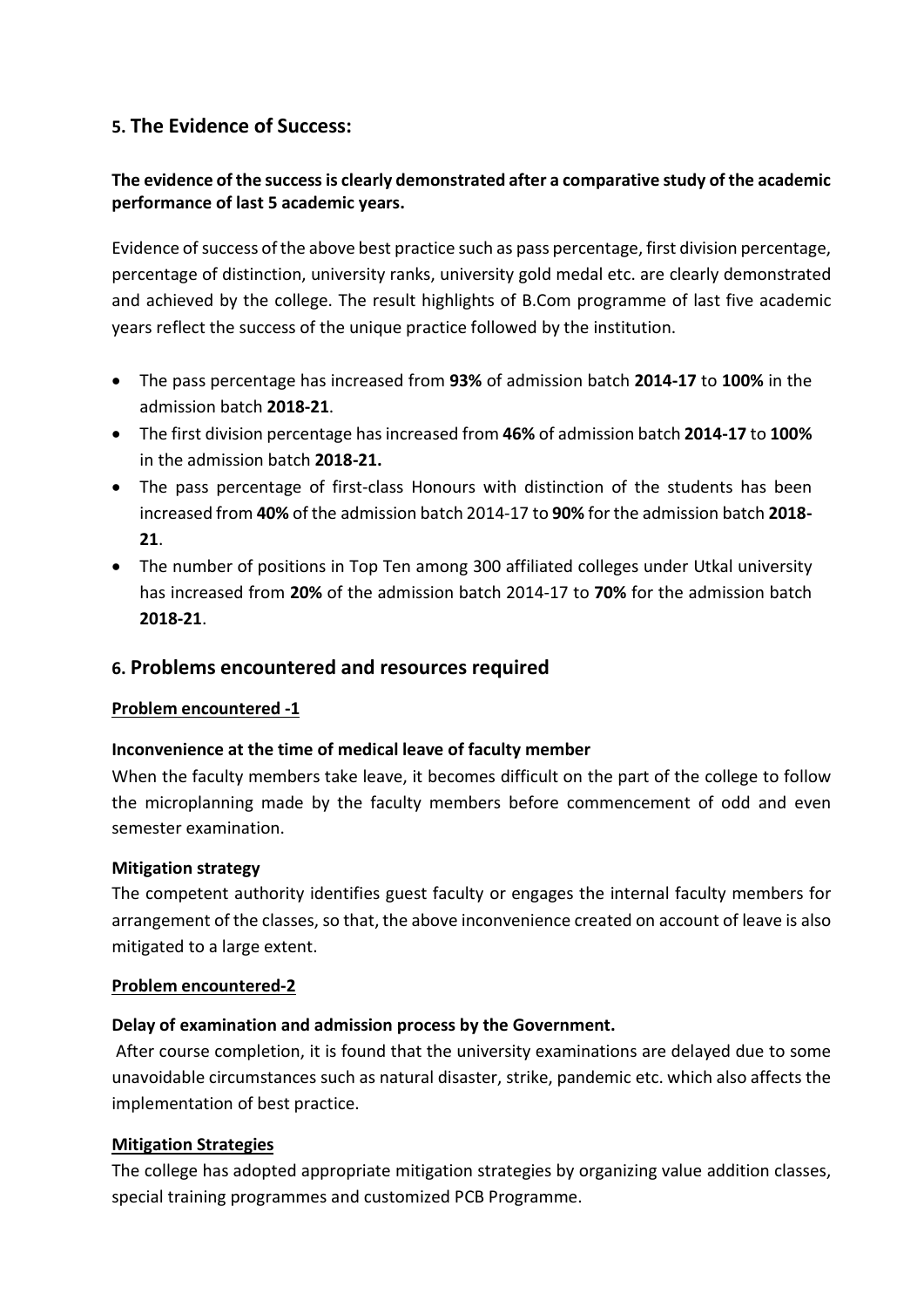## 5. The Evidence of Success:

**The evidence of the success is clearly demonstrated after a comparative study of the academic performance of last 5 academic years.**

Evidence of success of the above best practice such as pass percentage, first division percentage, percentage of distinction, university ranks, university gold medal etc. are clearly demonstrated and achieved by the college. The result highlights of B.Com programme of last five academic years reflect the success of the unique practice followed by the institution.

- The pass percentage has increased from **93%** of admission batch **2014-17** to **100%** in the admission batch **2018-21**.
- The first division percentage has increased from **46%** of admission batch **2014-17** to **100%** in the admission batch **2018-21.**
- The pass percentage of first-class Honours with distinction of the students has been increased from **40%** of the admission batch 2014-17 to **90%** for the admission batch **2018-21**.
- The number of positions in Top Ten among 300 affiliated colleges under Utkal university has increased from **20%** of the admission batch 2014-17 to **70%** for the admission batch **2018-21**.

## 6. Problems encountered and resources required

**Problem encountered -1**

**Inconvenience at the time of medical leave of faculty member**

When the faculty members take leave, it becomes difficult on the part of the college to follow the microplanning made by the faculty members before commencement of odd and even semester examination.

**Mitigation strategy**

The competent authority identifies guest faculty or engages the internal faculty members for arrangement of the classes, so that, the above inconvenience created on account of leave is also mitigated to a large extent.

**Problem encountered-2**

**Delay of examination and admission process by the Government.**

After course completion, it is found that the university examinations are delayed due to some unavoidable circumstances such as natural disaster, strike, pandemic etc. which also affects the implementation of best practice.

**Mitigation Strategies**

The college has adopted appropriate mitigation strategies by organizing value addition classes, special training programmes and customized PCB Programme.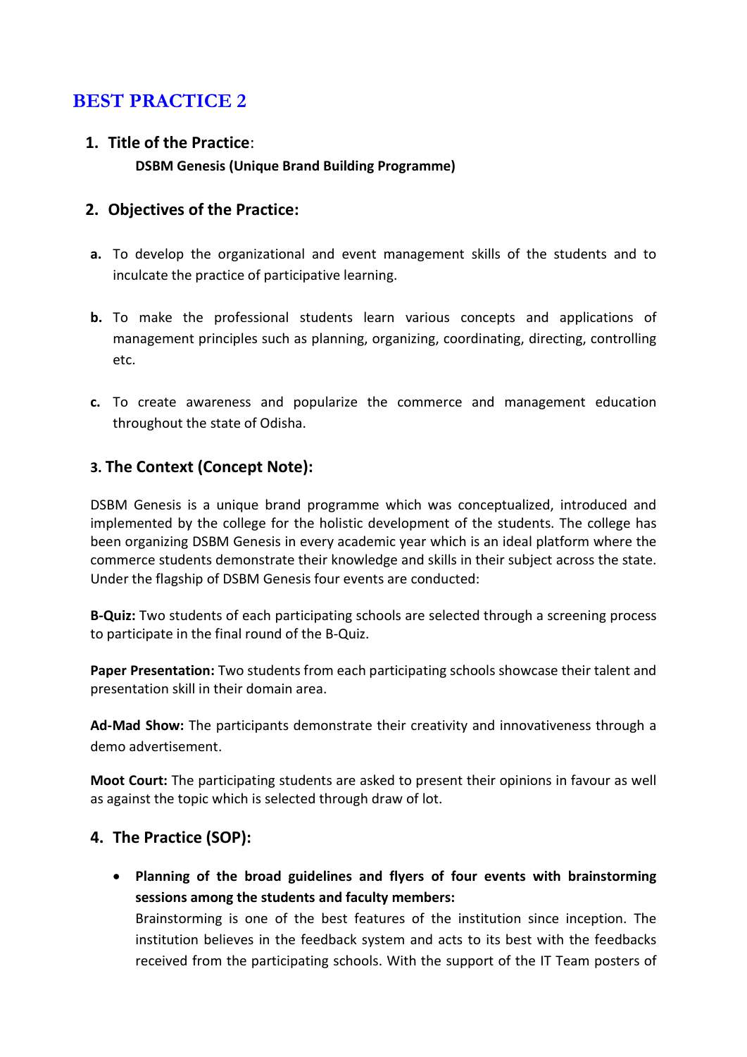# BEST PRACTICE 2

## 1. Title of the Practice:

**DSBM Genesis (Unique Brand Building Programme)**

## 2. Objectives of the Practice:

**a.** To develop the organizational and event management skills of the students and to inculcate the practice of participative learning.

**b.** To make the professional students learn various concepts and applications of management principles such as planning, organizing, coordinating, directing, controlling etc.

**c.** To create awareness and popularize the commerce and management education throughout the state of Odisha.

## 3. The Context (Concept Note):

DSBM Genesis is a unique brand programme which was conceptualized, introduced and implemented by the college for the holistic development of the students. The college has been organizing DSBM Genesis in every academic year which is an ideal platform where the commerce students demonstrate their knowledge and skills in their subject across the state. Under the flagship of DSBM Genesis four events are conducted:

**B-Quiz:** Two students of each participating schools are selected through a screening process to participate in the final round of the B-Quiz.

**Paper Presentation:** Two students from each participating schools showcase their talent and presentation skill in their domain area.

**Ad-Mad Show:** The participants demonstrate their creativity and innovativeness through a demo advertisement.

**Moot Court:** The participating students are asked to present their opinions in favour as well as against the topic which is selected through draw of lot.

## 4. The Practice (SOP):

- **Planning of the broad guidelines and flyers of four events with brainstorming sessions among the students and faculty members:**
  Brainstorming is one of the best features of the institution since inception. The institution believes in the feedback system and acts to its best with the feedbacks received from the participating schools. With the support of the IT Team posters of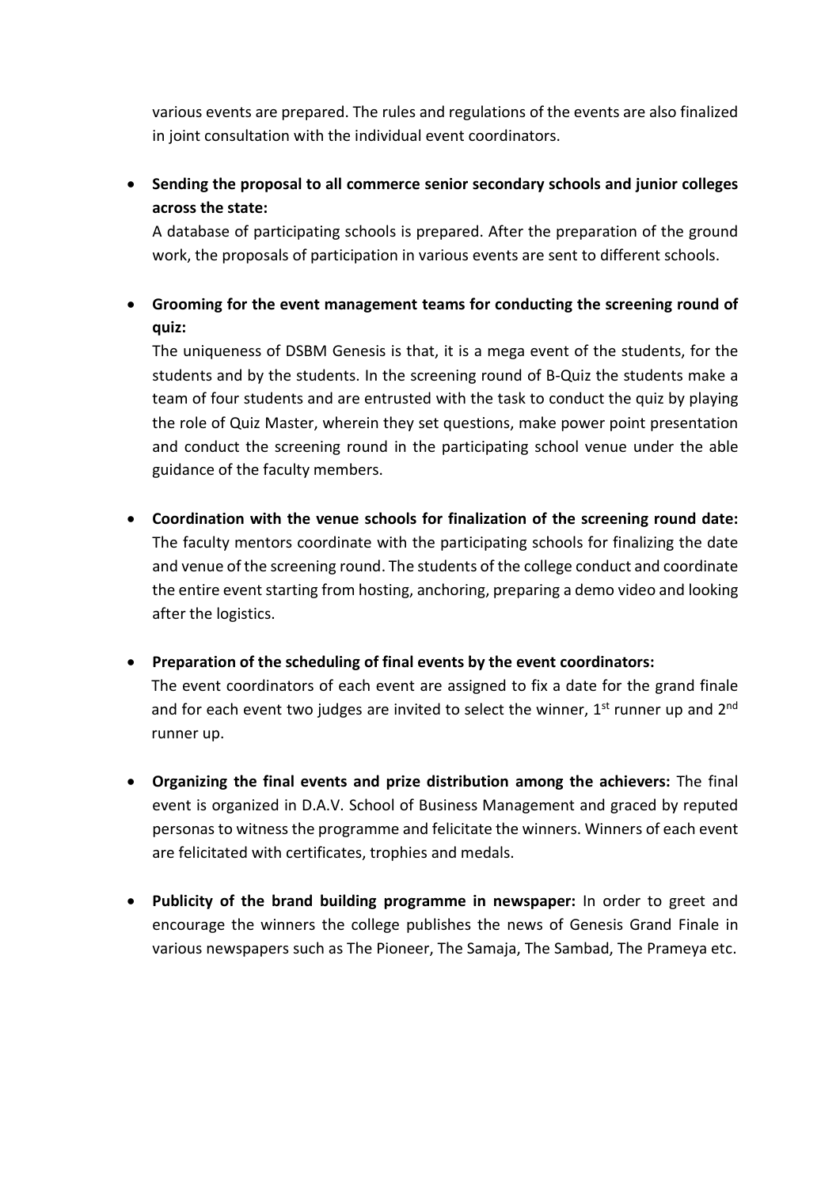various events are prepared. The rules and regulations of the events are also finalized in joint consultation with the individual event coordinators.

- **Sending the proposal to all commerce senior secondary schools and junior colleges across the state:**
  A database of participating schools is prepared. After the preparation of the ground work, the proposals of participation in various events are sent to different schools.

- **Grooming for the event management teams for conducting the screening round of quiz:**
  The uniqueness of DSBM Genesis is that, it is a mega event of the students, for the students and by the students. In the screening round of B-Quiz the students make a team of four students and are entrusted with the task to conduct the quiz by playing the role of Quiz Master, wherein they set questions, make power point presentation and conduct the screening round in the participating school venue under the able guidance of the faculty members.

- **Coordination with the venue schools for finalization of the screening round date:** The faculty mentors coordinate with the participating schools for finalizing the date and venue of the screening round. The students of the college conduct and coordinate the entire event starting from hosting, anchoring, preparing a demo video and looking after the logistics.

- **Preparation of the scheduling of final events by the event coordinators:**
  The event coordinators of each event are assigned to fix a date for the grand finale and for each event two judges are invited to select the winner, 1st runner up and 2nd runner up.

- **Organizing the final events and prize distribution among the achievers:** The final event is organized in D.A.V. School of Business Management and graced by reputed personas to witness the programme and felicitate the winners. Winners of each event are felicitated with certificates, trophies and medals.

- **Publicity of the brand building programme in newspaper:** In order to greet and encourage the winners the college publishes the news of Genesis Grand Finale in various newspapers such as The Pioneer, The Samaja, The Sambad, The Prameya etc.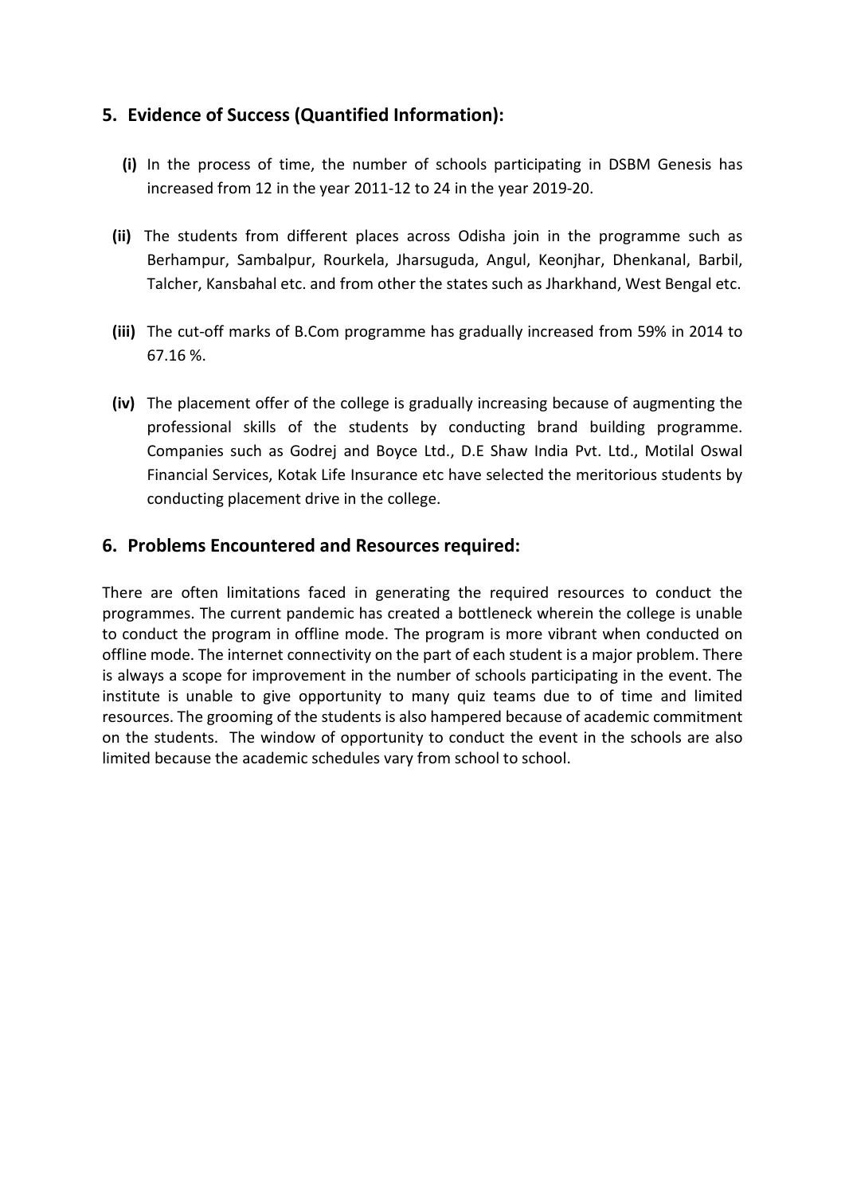## 5. Evidence of Success (Quantified Information):

**(i)** In the process of time, the number of schools participating in DSBM Genesis has increased from 12 in the year 2011-12 to 24 in the year 2019-20.

**(ii)** The students from different places across Odisha join in the programme such as Berhampur, Sambalpur, Rourkela, Jharsuguda, Angul, Keonjhar, Dhenkanal, Barbil, Talcher, Kansbahal etc. and from other the states such as Jharkhand, West Bengal etc.

**(iii)** The cut-off marks of B.Com programme has gradually increased from 59% in 2014 to 67.16 %.

**(iv)** The placement offer of the college is gradually increasing because of augmenting the professional skills of the students by conducting brand building programme. Companies such as Godrej and Boyce Ltd., D.E Shaw India Pvt. Ltd., Motilal Oswal Financial Services, Kotak Life Insurance etc have selected the meritorious students by conducting placement drive in the college.

## 6. Problems Encountered and Resources required:

There are often limitations faced in generating the required resources to conduct the programmes. The current pandemic has created a bottleneck wherein the college is unable to conduct the program in offline mode. The program is more vibrant when conducted on offline mode. The internet connectivity on the part of each student is a major problem. There is always a scope for improvement in the number of schools participating in the event. The institute is unable to give opportunity to many quiz teams due to of time and limited resources. The grooming of the students is also hampered because of academic commitment on the students. The window of opportunity to conduct the event in the schools are also limited because the academic schedules vary from school to school.